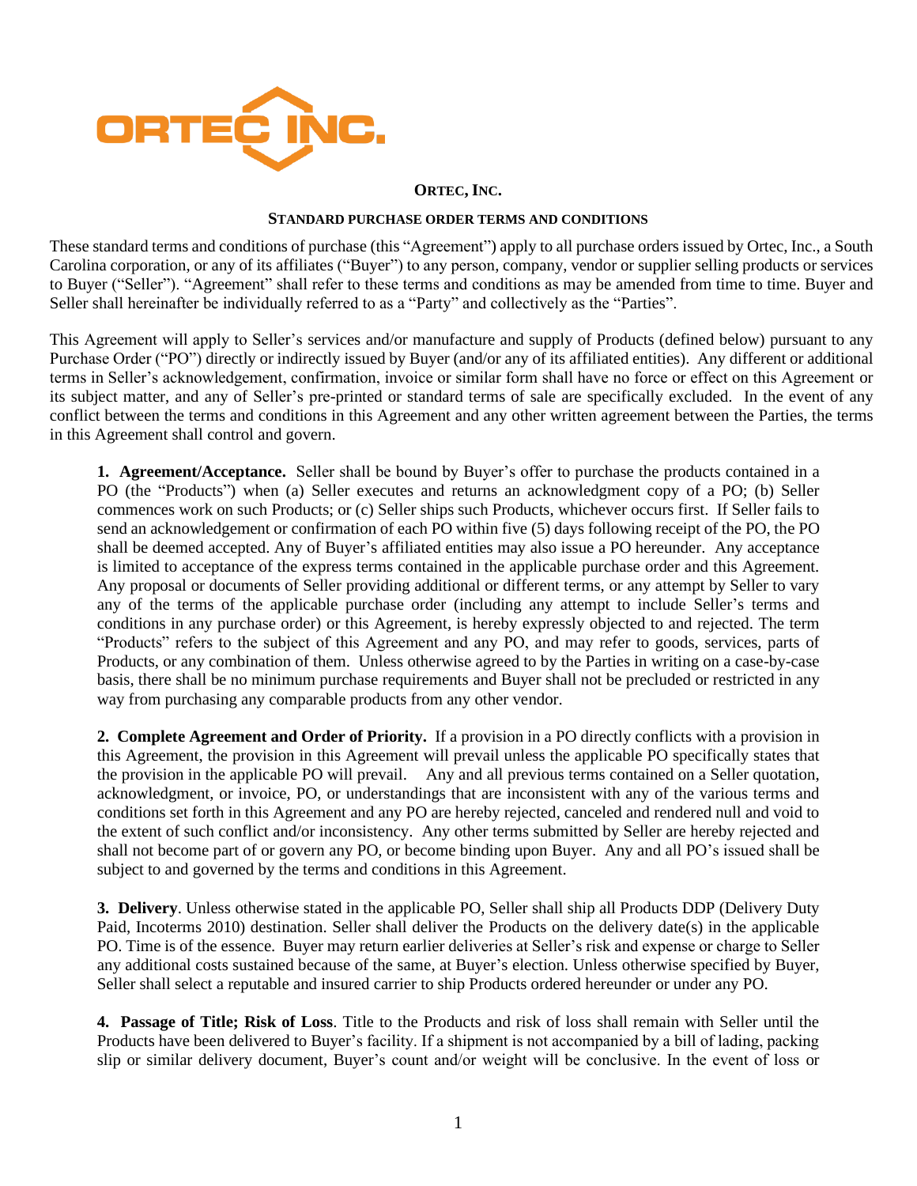**ORTEC, INC.**

**STANDARD PURCHASE ORDER TERMS AND CONDITIONS**

These standard terms and conditions of purchase (this "Agreement") apply to all purchase orders issued by Ortec, Inc., a South Carolina corporation, or any of its affiliates ("Buyer") to any person, company, vendor or supplier selling products or services to Buyer ("Seller"). "Agreement" shall refer to these terms and conditions as may be amended from time to time. Buyer and Seller shall hereinafter be individually referred to as a "Party" and collectively as the "Parties".

This Agreement will apply to Seller's services and/or manufacture and supply of Products (defined below) pursuant to any Purchase Order ("PO") directly or indirectly issued by Buyer (and/or any of its affiliated entities). Any different or additional terms in Seller's acknowledgement, confirmation, invoice or similar form shall have no force or effect on this Agreement or its subject matter, and any of Seller's pre-printed or standard terms of sale are specifically excluded. In the event of any conflict between the terms and conditions in this Agreement and any other written agreement between the Parties, the terms in this Agreement shall control and govern.

**1. Agreement/Acceptance.** Seller shall be bound by Buyer's offer to purchase the products contained in a PO (the "Products") when (a) Seller executes and returns an acknowledgment copy of a PO; (b) Seller commences work on such Products; or (c) Seller ships such Products, whichever occurs first. If Seller fails to send an acknowledgement or confirmation of each PO within five (5) days following receipt of the PO, the PO shall be deemed accepted. Any of Buyer's affiliated entities may also issue a PO hereunder. Any acceptance is limited to acceptance of the express terms contained in the applicable purchase order and this Agreement. Any proposal or documents of Seller providing additional or different terms, or any attempt by Seller to vary any of the terms of the applicable purchase order (including any attempt to include Seller's terms and conditions in any purchase order) or this Agreement, is hereby expressly objected to and rejected. The term "Products" refers to the subject of this Agreement and any PO, and may refer to goods, services, parts of Products, or any combination of them. Unless otherwise agreed to by the Parties in writing on a case-by-case basis, there shall be no minimum purchase requirements and Buyer shall not be precluded or restricted in any way from purchasing any comparable products from any other vendor.

**2. Complete Agreement and Order of Priority.** If a provision in a PO directly conflicts with a provision in this Agreement, the provision in this Agreement will prevail unless the applicable PO specifically states that the provision in the applicable PO will prevail. Any and all previous terms contained on a Seller quotation, acknowledgment, or invoice, PO, or understandings that are inconsistent with any of the various terms and conditions set forth in this Agreement and any PO are hereby rejected, canceled and rendered null and void to the extent of such conflict and/or inconsistency. Any other terms submitted by Seller are hereby rejected and shall not become part of or govern any PO, or become binding upon Buyer. Any and all PO's issued shall be subject to and governed by the terms and conditions in this Agreement.

**3. Delivery**. Unless otherwise stated in the applicable PO, Seller shall ship all Products DDP (Delivery Duty Paid, Incoterms 2010) destination. Seller shall deliver the Products on the delivery date(s) in the applicable PO. Time is of the essence. Buyer may return earlier deliveries at Seller's risk and expense or charge to Seller any additional costs sustained because of the same, at Buyer's election. Unless otherwise specified by Buyer, Seller shall select a reputable and insured carrier to ship Products ordered hereunder or under any PO.

**4. Passage of Title; Risk of Loss**. Title to the Products and risk of loss shall remain with Seller until the Products have been delivered to Buyer's facility. If a shipment is not accompanied by a bill of lading, packing slip or similar delivery document, Buyer's count and/or weight will be conclusive. In the event of loss or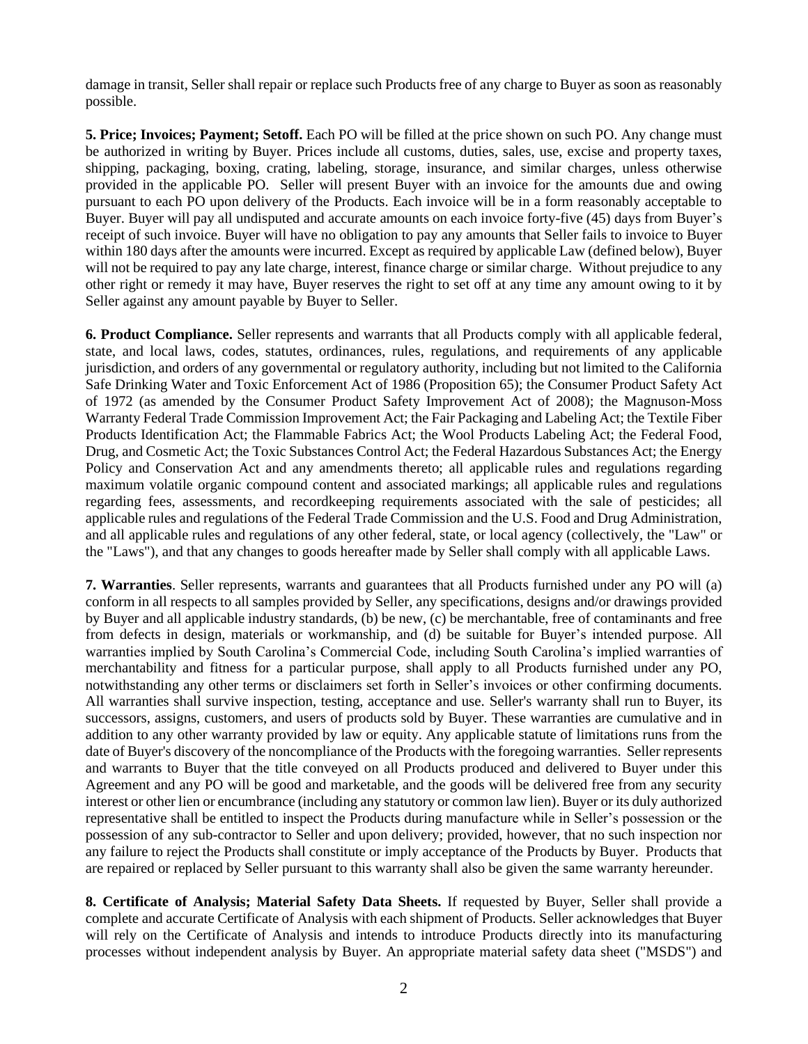damage in transit, Seller shall repair or replace such Products free of any charge to Buyer as soon as reasonably possible.

**5. Price; Invoices; Payment; Setoff.** Each PO will be filled at the price shown on such PO. Any change must be authorized in writing by Buyer. Prices include all customs, duties, sales, use, excise and property taxes, shipping, packaging, boxing, crating, labeling, storage, insurance, and similar charges, unless otherwise provided in the applicable PO. Seller will present Buyer with an invoice for the amounts due and owing pursuant to each PO upon delivery of the Products. Each invoice will be in a form reasonably acceptable to Buyer. Buyer will pay all undisputed and accurate amounts on each invoice forty-five (45) days from Buyer's receipt of such invoice. Buyer will have no obligation to pay any amounts that Seller fails to invoice to Buyer within 180 days after the amounts were incurred. Except as required by applicable Law (defined below), Buyer will not be required to pay any late charge, interest, finance charge or similar charge. Without prejudice to any other right or remedy it may have, Buyer reserves the right to set off at any time any amount owing to it by Seller against any amount payable by Buyer to Seller.

**6. Product Compliance.** Seller represents and warrants that all Products comply with all applicable federal, state, and local laws, codes, statutes, ordinances, rules, regulations, and requirements of any applicable jurisdiction, and orders of any governmental or regulatory authority, including but not limited to the California Safe Drinking Water and Toxic Enforcement Act of 1986 (Proposition 65); the Consumer Product Safety Act of 1972 (as amended by the Consumer Product Safety Improvement Act of 2008); the Magnuson-Moss Warranty Federal Trade Commission Improvement Act; the Fair Packaging and Labeling Act; the Textile Fiber Products Identification Act; the Flammable Fabrics Act; the Wool Products Labeling Act; the Federal Food, Drug, and Cosmetic Act; the Toxic Substances Control Act; the Federal Hazardous Substances Act; the Energy Policy and Conservation Act and any amendments thereto; all applicable rules and regulations regarding maximum volatile organic compound content and associated markings; all applicable rules and regulations regarding fees, assessments, and recordkeeping requirements associated with the sale of pesticides; all applicable rules and regulations of the Federal Trade Commission and the U.S. Food and Drug Administration, and all applicable rules and regulations of any other federal, state, or local agency (collectively, the "Law" or the "Laws"), and that any changes to goods hereafter made by Seller shall comply with all applicable Laws.

**7. Warranties**. Seller represents, warrants and guarantees that all Products furnished under any PO will (a) conform in all respects to all samples provided by Seller, any specifications, designs and/or drawings provided by Buyer and all applicable industry standards, (b) be new, (c) be merchantable, free of contaminants and free from defects in design, materials or workmanship, and (d) be suitable for Buyer's intended purpose. All warranties implied by South Carolina's Commercial Code, including South Carolina's implied warranties of merchantability and fitness for a particular purpose, shall apply to all Products furnished under any PO, notwithstanding any other terms or disclaimers set forth in Seller's invoices or other confirming documents. All warranties shall survive inspection, testing, acceptance and use. Seller's warranty shall run to Buyer, its successors, assigns, customers, and users of products sold by Buyer. These warranties are cumulative and in addition to any other warranty provided by law or equity. Any applicable statute of limitations runs from the date of Buyer's discovery of the noncompliance of the Products with the foregoing warranties. Seller represents and warrants to Buyer that the title conveyed on all Products produced and delivered to Buyer under this Agreement and any PO will be good and marketable, and the goods will be delivered free from any security interest or other lien or encumbrance (including any statutory or common law lien). Buyer or its duly authorized representative shall be entitled to inspect the Products during manufacture while in Seller's possession or the possession of any sub-contractor to Seller and upon delivery; provided, however, that no such inspection nor any failure to reject the Products shall constitute or imply acceptance of the Products by Buyer. Products that are repaired or replaced by Seller pursuant to this warranty shall also be given the same warranty hereunder.

**8. Certificate of Analysis; Material Safety Data Sheets.** If requested by Buyer, Seller shall provide a complete and accurate Certificate of Analysis with each shipment of Products. Seller acknowledges that Buyer will rely on the Certificate of Analysis and intends to introduce Products directly into its manufacturing processes without independent analysis by Buyer. An appropriate material safety data sheet ("MSDS") and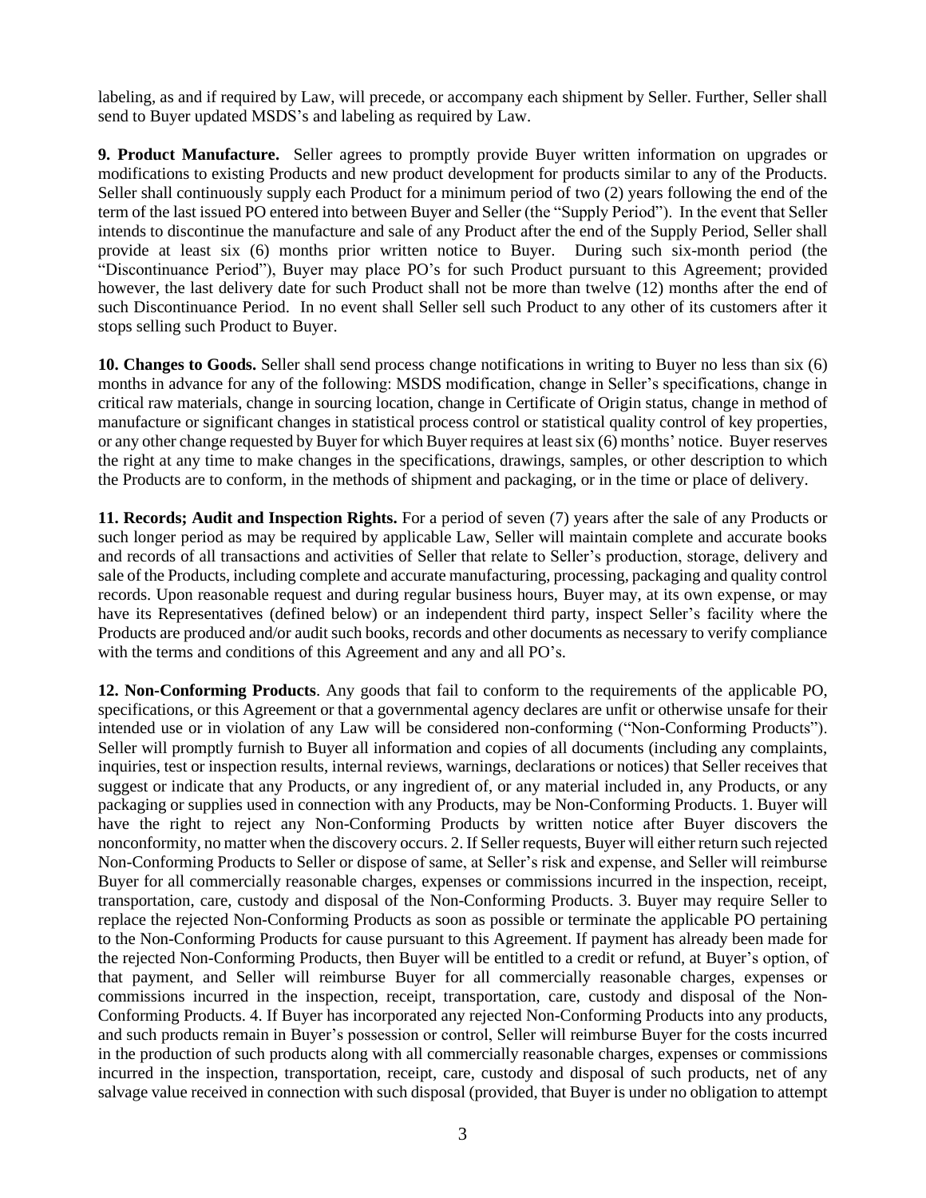labeling, as and if required by Law, will precede, or accompany each shipment by Seller. Further, Seller shall send to Buyer updated MSDS's and labeling as required by Law.

**9. Product Manufacture.** Seller agrees to promptly provide Buyer written information on upgrades or modifications to existing Products and new product development for products similar to any of the Products. Seller shall continuously supply each Product for a minimum period of two (2) years following the end of the term of the last issued PO entered into between Buyer and Seller (the "Supply Period"). In the event that Seller intends to discontinue the manufacture and sale of any Product after the end of the Supply Period, Seller shall provide at least six (6) months prior written notice to Buyer. During such six-month period (the "Discontinuance Period"), Buyer may place PO's for such Product pursuant to this Agreement; provided however, the last delivery date for such Product shall not be more than twelve (12) months after the end of such Discontinuance Period. In no event shall Seller sell such Product to any other of its customers after it stops selling such Product to Buyer.

**10. Changes to Goods.** Seller shall send process change notifications in writing to Buyer no less than six (6) months in advance for any of the following: MSDS modification, change in Seller's specifications, change in critical raw materials, change in sourcing location, change in Certificate of Origin status, change in method of manufacture or significant changes in statistical process control or statistical quality control of key properties, or any other change requested by Buyer for which Buyer requires at least six (6) months' notice. Buyer reserves the right at any time to make changes in the specifications, drawings, samples, or other description to which the Products are to conform, in the methods of shipment and packaging, or in the time or place of delivery.

**11. Records; Audit and Inspection Rights.** For a period of seven (7) years after the sale of any Products or such longer period as may be required by applicable Law, Seller will maintain complete and accurate books and records of all transactions and activities of Seller that relate to Seller's production, storage, delivery and sale of the Products, including complete and accurate manufacturing, processing, packaging and quality control records. Upon reasonable request and during regular business hours, Buyer may, at its own expense, or may have its Representatives (defined below) or an independent third party, inspect Seller's facility where the Products are produced and/or audit such books, records and other documents as necessary to verify compliance with the terms and conditions of this Agreement and any and all PO's.

**12. Non-Conforming Products**. Any goods that fail to conform to the requirements of the applicable PO, specifications, or this Agreement or that a governmental agency declares are unfit or otherwise unsafe for their intended use or in violation of any Law will be considered non-conforming ("Non-Conforming Products"). Seller will promptly furnish to Buyer all information and copies of all documents (including any complaints, inquiries, test or inspection results, internal reviews, warnings, declarations or notices) that Seller receives that suggest or indicate that any Products, or any ingredient of, or any material included in, any Products, or any packaging or supplies used in connection with any Products, may be Non-Conforming Products. 1. Buyer will have the right to reject any Non-Conforming Products by written notice after Buyer discovers the nonconformity, no matter when the discovery occurs. 2. If Seller requests, Buyer will either return such rejected Non-Conforming Products to Seller or dispose of same, at Seller's risk and expense, and Seller will reimburse Buyer for all commercially reasonable charges, expenses or commissions incurred in the inspection, receipt, transportation, care, custody and disposal of the Non-Conforming Products. 3. Buyer may require Seller to replace the rejected Non-Conforming Products as soon as possible or terminate the applicable PO pertaining to the Non-Conforming Products for cause pursuant to this Agreement. If payment has already been made for the rejected Non-Conforming Products, then Buyer will be entitled to a credit or refund, at Buyer's option, of that payment, and Seller will reimburse Buyer for all commercially reasonable charges, expenses or commissions incurred in the inspection, receipt, transportation, care, custody and disposal of the Non-Conforming Products. 4. If Buyer has incorporated any rejected Non-Conforming Products into any products, and such products remain in Buyer's possession or control, Seller will reimburse Buyer for the costs incurred in the production of such products along with all commercially reasonable charges, expenses or commissions incurred in the inspection, transportation, receipt, care, custody and disposal of such products, net of any salvage value received in connection with such disposal (provided, that Buyer is under no obligation to attempt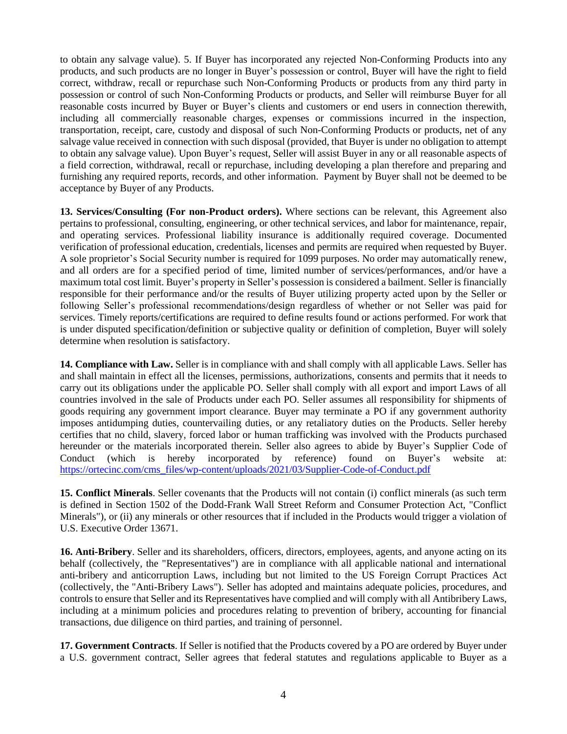to obtain any salvage value). 5. If Buyer has incorporated any rejected Non-Conforming Products into any products, and such products are no longer in Buyer's possession or control, Buyer will have the right to field correct, withdraw, recall or repurchase such Non-Conforming Products or products from any third party in possession or control of such Non-Conforming Products or products, and Seller will reimburse Buyer for all reasonable costs incurred by Buyer or Buyer's clients and customers or end users in connection therewith, including all commercially reasonable charges, expenses or commissions incurred in the inspection, transportation, receipt, care, custody and disposal of such Non-Conforming Products or products, net of any salvage value received in connection with such disposal (provided, that Buyer is under no obligation to attempt to obtain any salvage value). Upon Buyer's request, Seller will assist Buyer in any or all reasonable aspects of a field correction, withdrawal, recall or repurchase, including developing a plan therefore and preparing and furnishing any required reports, records, and other information. Payment by Buyer shall not be deemed to be acceptance by Buyer of any Products.

**13. Services/Consulting (For non-Product orders).** Where sections can be relevant, this Agreement also pertains to professional, consulting, engineering, or other technical services, and labor for maintenance, repair, and operating services. Professional liability insurance is additionally required coverage. Documented verification of professional education, credentials, licenses and permits are required when requested by Buyer. A sole proprietor's Social Security number is required for 1099 purposes. No order may automatically renew, and all orders are for a specified period of time, limited number of services/performances, and/or have a maximum total cost limit. Buyer's property in Seller's possession is considered a bailment. Seller is financially responsible for their performance and/or the results of Buyer utilizing property acted upon by the Seller or following Seller's professional recommendations/design regardless of whether or not Seller was paid for services. Timely reports/certifications are required to define results found or actions performed. For work that is under disputed specification/definition or subjective quality or definition of completion, Buyer will solely determine when resolution is satisfactory.

**14. Compliance with Law.** Seller is in compliance with and shall comply with all applicable Laws. Seller has and shall maintain in effect all the licenses, permissions, authorizations, consents and permits that it needs to carry out its obligations under the applicable PO. Seller shall comply with all export and import Laws of all countries involved in the sale of Products under each PO. Seller assumes all responsibility for shipments of goods requiring any government import clearance. Buyer may terminate a PO if any government authority imposes antidumping duties, countervailing duties, or any retaliatory duties on the Products. Seller hereby certifies that no child, slavery, forced labor or human trafficking was involved with the Products purchased hereunder or the materials incorporated therein. Seller also agrees to abide by Buyer's Supplier Code of Conduct (which is hereby incorporated by reference) found on Buyer's website at: https://ortecinc.com/cms_files/wp-content/uploads/2021/03/Supplier-Code-of-Conduct.pdf

**15. Conflict Minerals**. Seller covenants that the Products will not contain (i) conflict minerals (as such term is defined in Section 1502 of the Dodd-Frank Wall Street Reform and Consumer Protection Act, "Conflict Minerals"), or (ii) any minerals or other resources that if included in the Products would trigger a violation of U.S. Executive Order 13671.

**16. Anti-Bribery**. Seller and its shareholders, officers, directors, employees, agents, and anyone acting on its behalf (collectively, the "Representatives") are in compliance with all applicable national and international anti-bribery and anticorruption Laws, including but not limited to the US Foreign Corrupt Practices Act (collectively, the "Anti-Bribery Laws"). Seller has adopted and maintains adequate policies, procedures, and controls to ensure that Seller and its Representatives have complied and will comply with all Antibribery Laws, including at a minimum policies and procedures relating to prevention of bribery, accounting for financial transactions, due diligence on third parties, and training of personnel.

**17. Government Contracts**. If Seller is notified that the Products covered by a PO are ordered by Buyer under a U.S. government contract, Seller agrees that federal statutes and regulations applicable to Buyer as a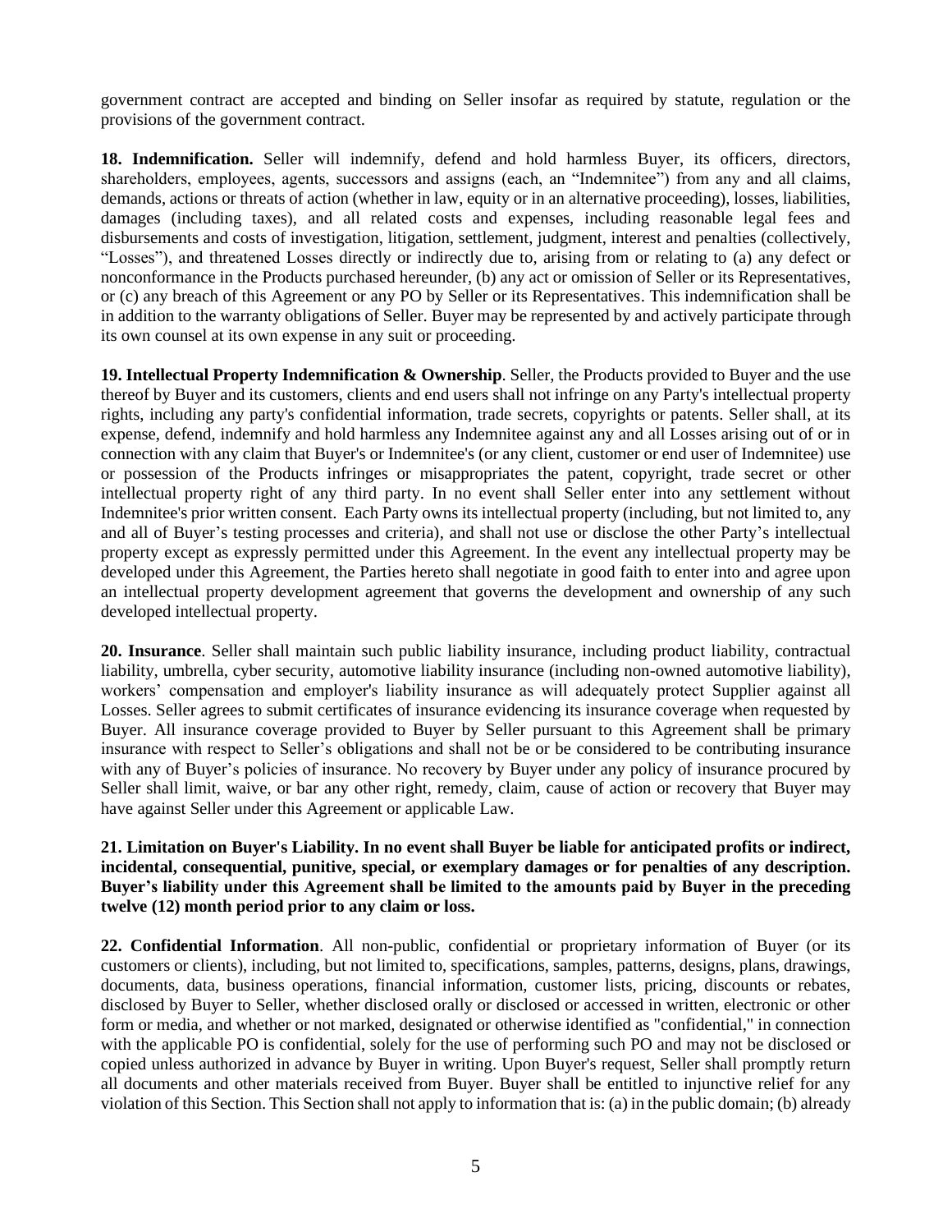government contract are accepted and binding on Seller insofar as required by statute, regulation or the provisions of the government contract.

**18. Indemnification.** Seller will indemnify, defend and hold harmless Buyer, its officers, directors, shareholders, employees, agents, successors and assigns (each, an "Indemnitee") from any and all claims, demands, actions or threats of action (whether in law, equity or in an alternative proceeding), losses, liabilities, damages (including taxes), and all related costs and expenses, including reasonable legal fees and disbursements and costs of investigation, litigation, settlement, judgment, interest and penalties (collectively, "Losses"), and threatened Losses directly or indirectly due to, arising from or relating to (a) any defect or nonconformance in the Products purchased hereunder, (b) any act or omission of Seller or its Representatives, or (c) any breach of this Agreement or any PO by Seller or its Representatives. This indemnification shall be in addition to the warranty obligations of Seller. Buyer may be represented by and actively participate through its own counsel at its own expense in any suit or proceeding.

**19. Intellectual Property Indemnification & Ownership**. Seller, the Products provided to Buyer and the use thereof by Buyer and its customers, clients and end users shall not infringe on any Party's intellectual property rights, including any party's confidential information, trade secrets, copyrights or patents. Seller shall, at its expense, defend, indemnify and hold harmless any Indemnitee against any and all Losses arising out of or in connection with any claim that Buyer's or Indemnitee's (or any client, customer or end user of Indemnitee) use or possession of the Products infringes or misappropriates the patent, copyright, trade secret or other intellectual property right of any third party. In no event shall Seller enter into any settlement without Indemnitee's prior written consent. Each Party owns its intellectual property (including, but not limited to, any and all of Buyer's testing processes and criteria), and shall not use or disclose the other Party's intellectual property except as expressly permitted under this Agreement. In the event any intellectual property may be developed under this Agreement, the Parties hereto shall negotiate in good faith to enter into and agree upon an intellectual property development agreement that governs the development and ownership of any such developed intellectual property.

**20. Insurance**. Seller shall maintain such public liability insurance, including product liability, contractual liability, umbrella, cyber security, automotive liability insurance (including non-owned automotive liability), workers' compensation and employer's liability insurance as will adequately protect Supplier against all Losses. Seller agrees to submit certificates of insurance evidencing its insurance coverage when requested by Buyer. All insurance coverage provided to Buyer by Seller pursuant to this Agreement shall be primary insurance with respect to Seller's obligations and shall not be or be considered to be contributing insurance with any of Buyer's policies of insurance. No recovery by Buyer under any policy of insurance procured by Seller shall limit, waive, or bar any other right, remedy, claim, cause of action or recovery that Buyer may have against Seller under this Agreement or applicable Law.

**21. Limitation on Buyer's Liability. In no event shall Buyer be liable for anticipated profits or indirect, incidental, consequential, punitive, special, or exemplary damages or for penalties of any description. Buyer's liability under this Agreement shall be limited to the amounts paid by Buyer in the preceding twelve (12) month period prior to any claim or loss.**

**22. Confidential Information**. All non-public, confidential or proprietary information of Buyer (or its customers or clients), including, but not limited to, specifications, samples, patterns, designs, plans, drawings, documents, data, business operations, financial information, customer lists, pricing, discounts or rebates, disclosed by Buyer to Seller, whether disclosed orally or disclosed or accessed in written, electronic or other form or media, and whether or not marked, designated or otherwise identified as "confidential," in connection with the applicable PO is confidential, solely for the use of performing such PO and may not be disclosed or copied unless authorized in advance by Buyer in writing. Upon Buyer's request, Seller shall promptly return all documents and other materials received from Buyer. Buyer shall be entitled to injunctive relief for any violation of this Section. This Section shall not apply to information that is: (a) in the public domain; (b) already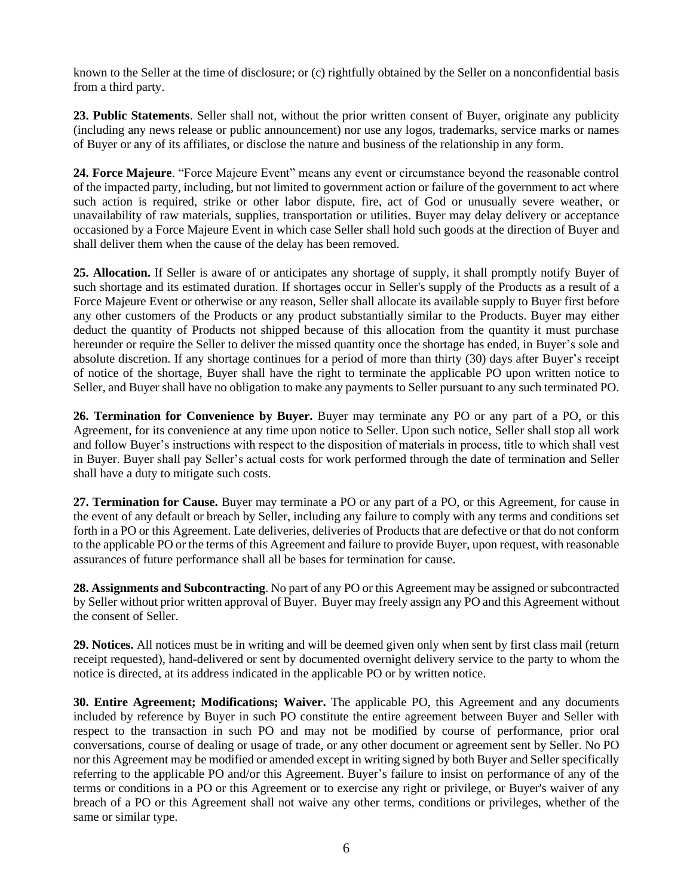known to the Seller at the time of disclosure; or (c) rightfully obtained by the Seller on a nonconfidential basis from a third party.

**23. Public Statements**. Seller shall not, without the prior written consent of Buyer, originate any publicity (including any news release or public announcement) nor use any logos, trademarks, service marks or names of Buyer or any of its affiliates, or disclose the nature and business of the relationship in any form.

**24. Force Majeure**. "Force Majeure Event" means any event or circumstance beyond the reasonable control of the impacted party, including, but not limited to government action or failure of the government to act where such action is required, strike or other labor dispute, fire, act of God or unusually severe weather, or unavailability of raw materials, supplies, transportation or utilities. Buyer may delay delivery or acceptance occasioned by a Force Majeure Event in which case Seller shall hold such goods at the direction of Buyer and shall deliver them when the cause of the delay has been removed.

**25. Allocation.** If Seller is aware of or anticipates any shortage of supply, it shall promptly notify Buyer of such shortage and its estimated duration. If shortages occur in Seller's supply of the Products as a result of a Force Majeure Event or otherwise or any reason, Seller shall allocate its available supply to Buyer first before any other customers of the Products or any product substantially similar to the Products. Buyer may either deduct the quantity of Products not shipped because of this allocation from the quantity it must purchase hereunder or require the Seller to deliver the missed quantity once the shortage has ended, in Buyer's sole and absolute discretion. If any shortage continues for a period of more than thirty (30) days after Buyer's receipt of notice of the shortage, Buyer shall have the right to terminate the applicable PO upon written notice to Seller, and Buyer shall have no obligation to make any payments to Seller pursuant to any such terminated PO.

**26. Termination for Convenience by Buyer.** Buyer may terminate any PO or any part of a PO, or this Agreement, for its convenience at any time upon notice to Seller. Upon such notice, Seller shall stop all work and follow Buyer's instructions with respect to the disposition of materials in process, title to which shall vest in Buyer. Buyer shall pay Seller's actual costs for work performed through the date of termination and Seller shall have a duty to mitigate such costs.

**27. Termination for Cause.** Buyer may terminate a PO or any part of a PO, or this Agreement, for cause in the event of any default or breach by Seller, including any failure to comply with any terms and conditions set forth in a PO or this Agreement. Late deliveries, deliveries of Products that are defective or that do not conform to the applicable PO or the terms of this Agreement and failure to provide Buyer, upon request, with reasonable assurances of future performance shall all be bases for termination for cause.

**28. Assignments and Subcontracting**. No part of any PO or this Agreement may be assigned or subcontracted by Seller without prior written approval of Buyer. Buyer may freely assign any PO and this Agreement without the consent of Seller.

**29. Notices.** All notices must be in writing and will be deemed given only when sent by first class mail (return receipt requested), hand-delivered or sent by documented overnight delivery service to the party to whom the notice is directed, at its address indicated in the applicable PO or by written notice.

**30. Entire Agreement; Modifications; Waiver.** The applicable PO, this Agreement and any documents included by reference by Buyer in such PO constitute the entire agreement between Buyer and Seller with respect to the transaction in such PO and may not be modified by course of performance, prior oral conversations, course of dealing or usage of trade, or any other document or agreement sent by Seller. No PO nor this Agreement may be modified or amended except in writing signed by both Buyer and Seller specifically referring to the applicable PO and/or this Agreement. Buyer's failure to insist on performance of any of the terms or conditions in a PO or this Agreement or to exercise any right or privilege, or Buyer's waiver of any breach of a PO or this Agreement shall not waive any other terms, conditions or privileges, whether of the same or similar type.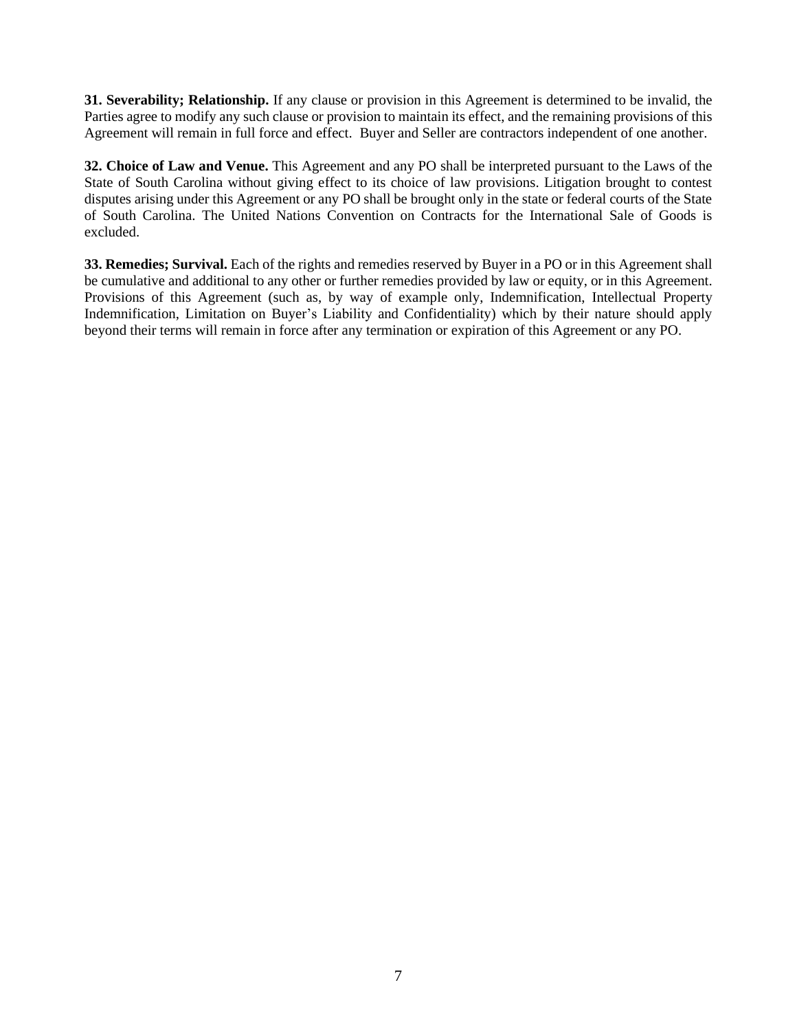**31. Severability; Relationship.** If any clause or provision in this Agreement is determined to be invalid, the Parties agree to modify any such clause or provision to maintain its effect, and the remaining provisions of this Agreement will remain in full force and effect. Buyer and Seller are contractors independent of one another.

**32. Choice of Law and Venue.** This Agreement and any PO shall be interpreted pursuant to the Laws of the State of South Carolina without giving effect to its choice of law provisions. Litigation brought to contest disputes arising under this Agreement or any PO shall be brought only in the state or federal courts of the State of South Carolina. The United Nations Convention on Contracts for the International Sale of Goods is excluded.

**33. Remedies; Survival.** Each of the rights and remedies reserved by Buyer in a PO or in this Agreement shall be cumulative and additional to any other or further remedies provided by law or equity, or in this Agreement. Provisions of this Agreement (such as, by way of example only, Indemnification, Intellectual Property Indemnification, Limitation on Buyer's Liability and Confidentiality) which by their nature should apply beyond their terms will remain in force after any termination or expiration of this Agreement or any PO.